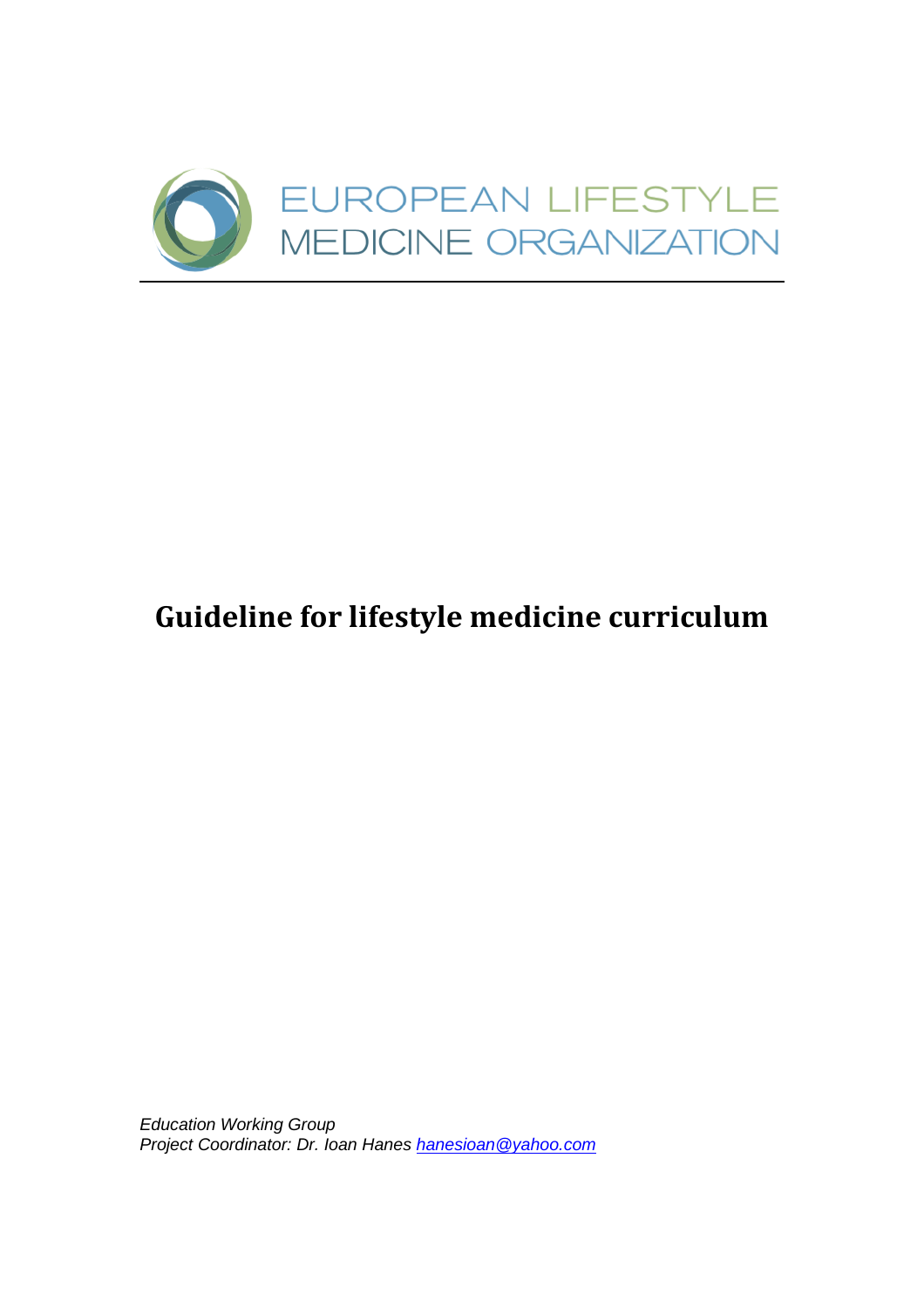EUROPEAN LIFESTYLE MEDICINE ORGANIZATION

# Guideline for lifestyle medicine curriculum

*Education Working Group*
*Project Coordinator: Dr. Ioan Hanes [hanesioan@yahoo.com](mailto:hanesioan@yahoo.com)*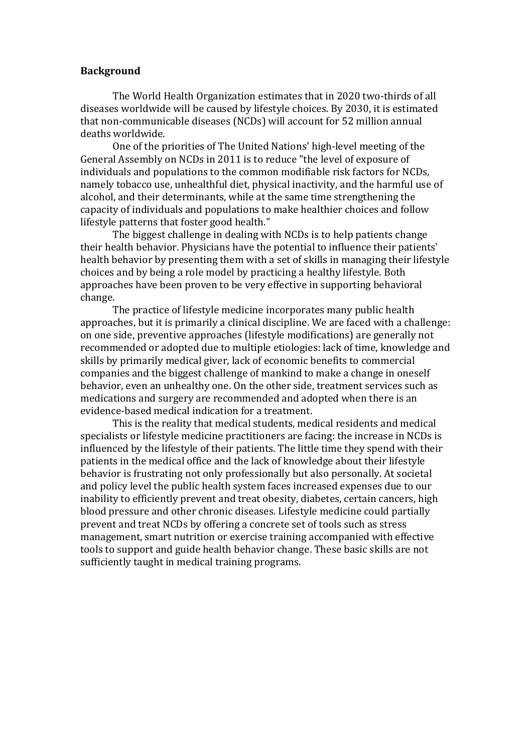**Background**

The World Health Organization estimates that in 2020 two-thirds of all diseases worldwide will be caused by lifestyle choices. By 2030, it is estimated that non-communicable diseases (NCDs) will account for 52 million annual deaths worldwide.

One of the priorities of The United Nations' high-level meeting of the General Assembly on NCDs in 2011 is to reduce "the level of exposure of individuals and populations to the common modifiable risk factors for NCDs, namely tobacco use, unhealthful diet, physical inactivity, and the harmful use of alcohol, and their determinants, while at the same time strengthening the capacity of individuals and populations to make healthier choices and follow lifestyle patterns that foster good health."

The biggest challenge in dealing with NCDs is to help patients change their health behavior. Physicians have the potential to influence their patients' health behavior by presenting them with a set of skills in managing their lifestyle choices and by being a role model by practicing a healthy lifestyle. Both approaches have been proven to be very effective in supporting behavioral change.

The practice of lifestyle medicine incorporates many public health approaches, but it is primarily a clinical discipline. We are faced with a challenge: on one side, preventive approaches (lifestyle modifications) are generally not recommended or adopted due to multiple etiologies: lack of time, knowledge and skills by primarily medical giver, lack of economic benefits to commercial companies and the biggest challenge of mankind to make a change in oneself behavior, even an unhealthy one. On the other side, treatment services such as medications and surgery are recommended and adopted when there is an evidence-based medical indication for a treatment.

This is the reality that medical students, medical residents and medical specialists or lifestyle medicine practitioners are facing: the increase in NCDs is influenced by the lifestyle of their patients. The little time they spend with their patients in the medical office and the lack of knowledge about their lifestyle behavior is frustrating not only professionally but also personally. At societal and policy level the public health system faces increased expenses due to our inability to efficiently prevent and treat obesity, diabetes, certain cancers, high blood pressure and other chronic diseases. Lifestyle medicine could partially prevent and treat NCDs by offering a concrete set of tools such as stress management, smart nutrition or exercise training accompanied with effective tools to support and guide health behavior change. These basic skills are not sufficiently taught in medical training programs.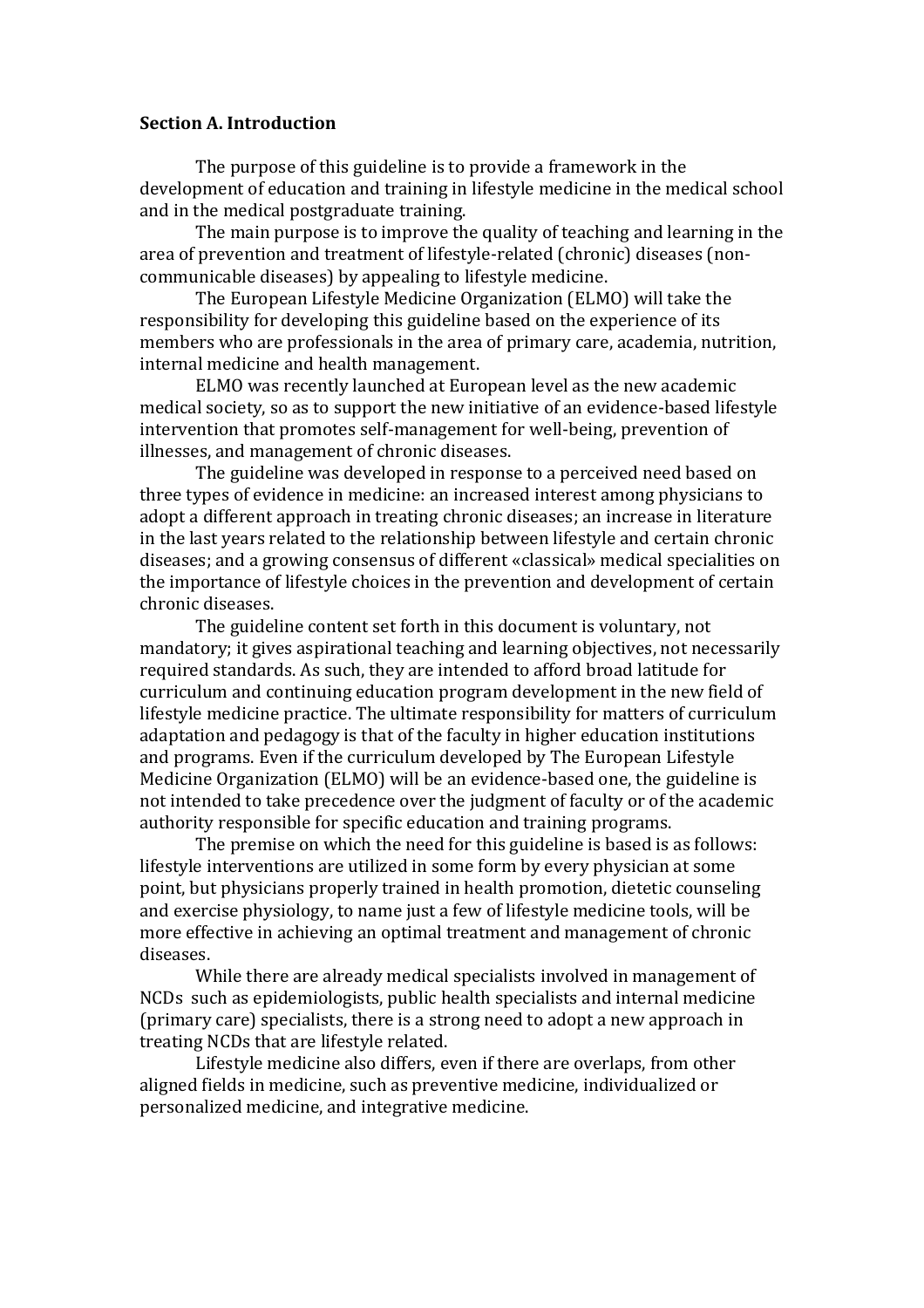**Section A. Introduction**

The purpose of this guideline is to provide a framework in the development of education and training in lifestyle medicine in the medical school and in the medical postgraduate training.

The main purpose is to improve the quality of teaching and learning in the area of prevention and treatment of lifestyle-related (chronic) diseases (non-communicable diseases) by appealing to lifestyle medicine.

The European Lifestyle Medicine Organization (ELMO) will take the responsibility for developing this guideline based on the experience of its members who are professionals in the area of primary care, academia, nutrition, internal medicine and health management.

ELMO was recently launched at European level as the new academic medical society, so as to support the new initiative of an evidence-based lifestyle intervention that promotes self-management for well-being, prevention of illnesses, and management of chronic diseases.

The guideline was developed in response to a perceived need based on three types of evidence in medicine: an increased interest among physicians to adopt a different approach in treating chronic diseases; an increase in literature in the last years related to the relationship between lifestyle and certain chronic diseases; and a growing consensus of different «classical» medical specialities on the importance of lifestyle choices in the prevention and development of certain chronic diseases.

The guideline content set forth in this document is voluntary, not mandatory; it gives aspirational teaching and learning objectives, not necessarily required standards. As such, they are intended to afford broad latitude for curriculum and continuing education program development in the new field of lifestyle medicine practice. The ultimate responsibility for matters of curriculum adaptation and pedagogy is that of the faculty in higher education institutions and programs. Even if the curriculum developed by The European Lifestyle Medicine Organization (ELMO) will be an evidence-based one, the guideline is not intended to take precedence over the judgment of faculty or of the academic authority responsible for specific education and training programs.

The premise on which the need for this guideline is based is as follows: lifestyle interventions are utilized in some form by every physician at some point, but physicians properly trained in health promotion, dietetic counseling and exercise physiology, to name just a few of lifestyle medicine tools, will be more effective in achieving an optimal treatment and management of chronic diseases.

While there are already medical specialists involved in management of NCDs such as epidemiologists, public health specialists and internal medicine (primary care) specialists, there is a strong need to adopt a new approach in treating NCDs that are lifestyle related.

Lifestyle medicine also differs, even if there are overlaps, from other aligned fields in medicine, such as preventive medicine, individualized or personalized medicine, and integrative medicine.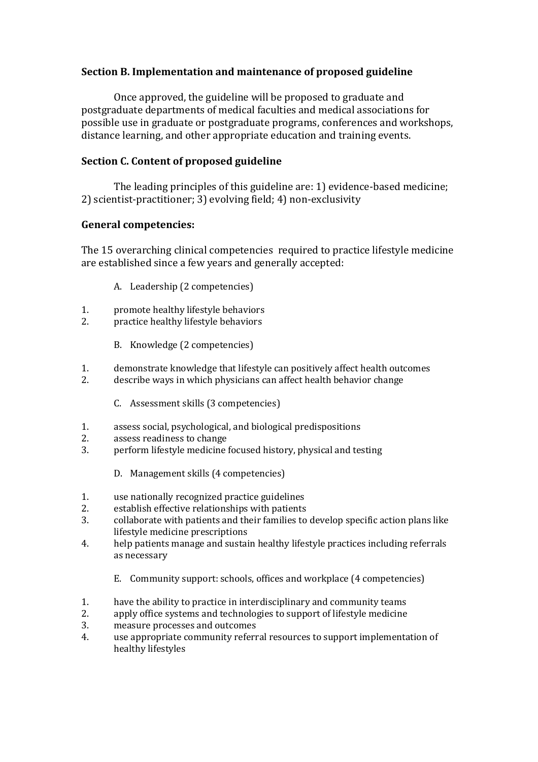**Section B. Implementation and maintenance of proposed guideline**

Once approved, the guideline will be proposed to graduate and postgraduate departments of medical faculties and medical associations for possible use in graduate or postgraduate programs, conferences and workshops, distance learning, and other appropriate education and training events.

**Section C. Content of proposed guideline**

The leading principles of this guideline are: 1) evidence-based medicine; 2) scientist-practitioner; 3) evolving field; 4) non-exclusivity

**General competencies:**

The 15 overarching clinical competencies required to practice lifestyle medicine are established since a few years and generally accepted:

A. Leadership (2 competencies)

1. promote healthy lifestyle behaviors
2. practice healthy lifestyle behaviors

B. Knowledge (2 competencies)

1. demonstrate knowledge that lifestyle can positively affect health outcomes
2. describe ways in which physicians can affect health behavior change

C. Assessment skills (3 competencies)

1. assess social, psychological, and biological predispositions
2. assess readiness to change
3. perform lifestyle medicine focused history, physical and testing

D. Management skills (4 competencies)

1. use nationally recognized practice guidelines
2. establish effective relationships with patients
3. collaborate with patients and their families to develop specific action plans like lifestyle medicine prescriptions
4. help patients manage and sustain healthy lifestyle practices including referrals as necessary

E. Community support: schools, offices and workplace (4 competencies)

1. have the ability to practice in interdisciplinary and community teams
2. apply office systems and technologies to support of lifestyle medicine
3. measure processes and outcomes
4. use appropriate community referral resources to support implementation of healthy lifestyles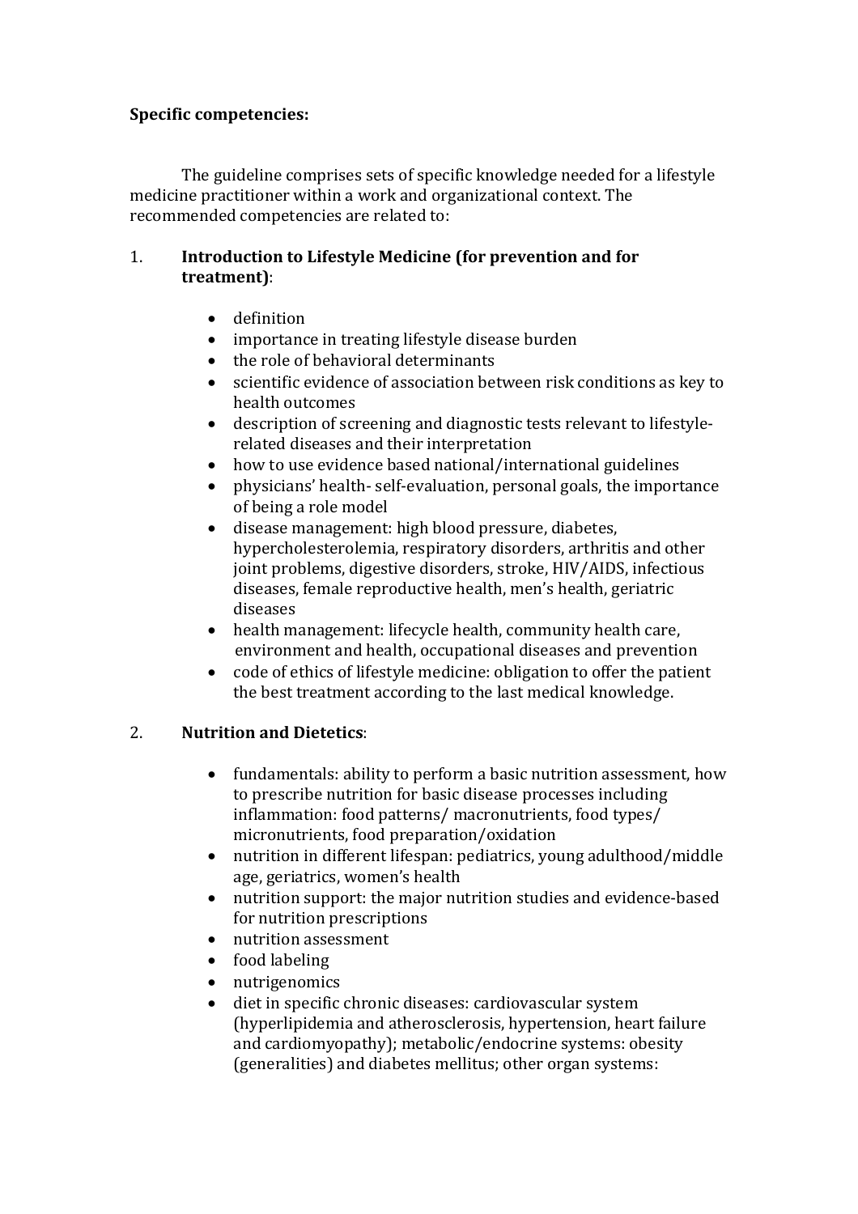**Specific competencies:**

The guideline comprises sets of specific knowledge needed for a lifestyle medicine practitioner within a work and organizational context. The recommended competencies are related to:

1. **Introduction to Lifestyle Medicine (for prevention and for treatment)**:

    - definition
    - importance in treating lifestyle disease burden
    - the role of behavioral determinants
    - scientific evidence of association between risk conditions as key to health outcomes
    - description of screening and diagnostic tests relevant to lifestyle-related diseases and their interpretation
    - how to use evidence based national/international guidelines
    - physicians' health- self-evaluation, personal goals, the importance of being a role model
    - disease management: high blood pressure, diabetes, hypercholesterolemia, respiratory disorders, arthritis and other joint problems, digestive disorders, stroke, HIV/AIDS, infectious diseases, female reproductive health, men's health, geriatric diseases
    - health management: lifecycle health, community health care, environment and health, occupational diseases and prevention
    - code of ethics of lifestyle medicine: obligation to offer the patient the best treatment according to the last medical knowledge.

2. **Nutrition and Dietetics**:

    - fundamentals: ability to perform a basic nutrition assessment, how to prescribe nutrition for basic disease processes including inflammation: food patterns/ macronutrients, food types/ micronutrients, food preparation/oxidation
    - nutrition in different lifespan: pediatrics, young adulthood/middle age, geriatrics, women's health
    - nutrition support: the major nutrition studies and evidence-based for nutrition prescriptions
    - nutrition assessment
    - food labeling
    - nutrigenomics
    - diet in specific chronic diseases: cardiovascular system (hyperlipidemia and atherosclerosis, hypertension, heart failure and cardiomyopathy); metabolic/endocrine systems: obesity (generalities) and diabetes mellitus; other organ systems: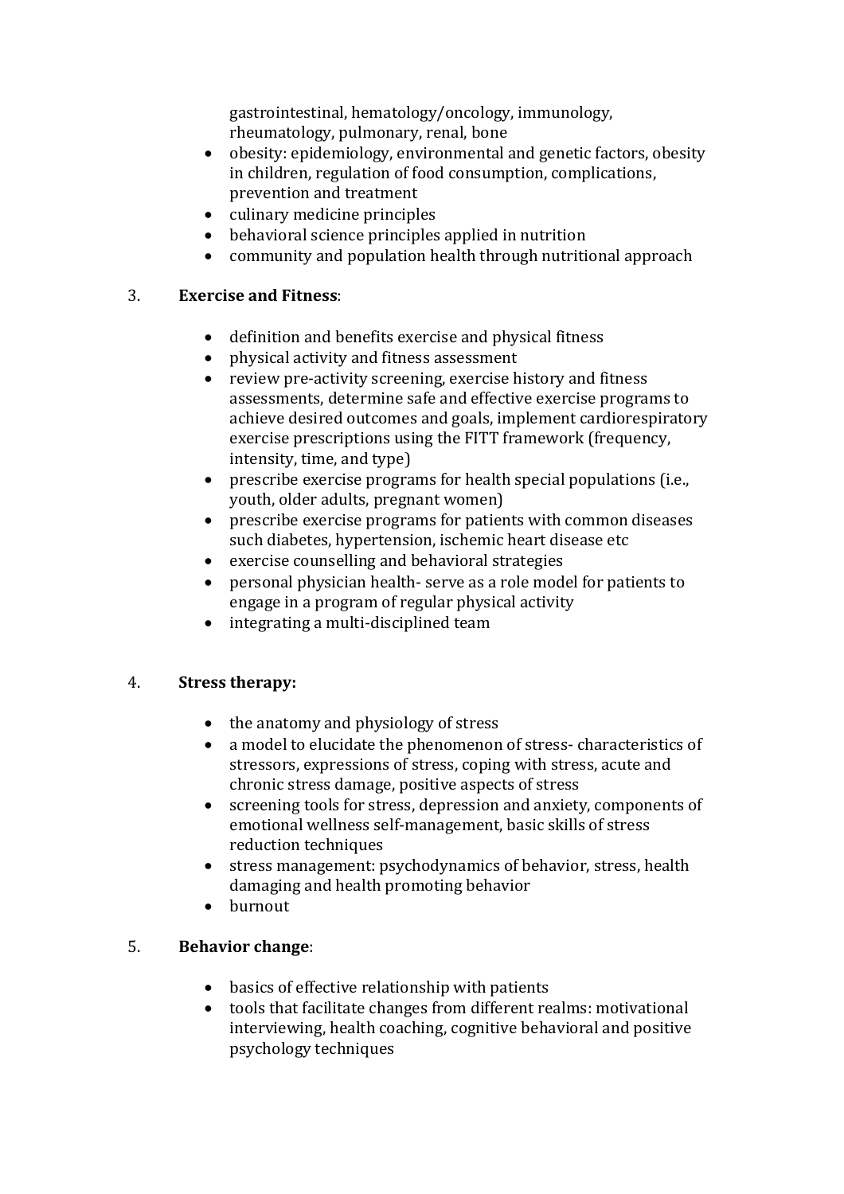gastrointestinal, hematology/oncology, immunology, rheumatology, pulmonary, renal, bone

- obesity: epidemiology, environmental and genetic factors, obesity in children, regulation of food consumption, complications, prevention and treatment
- culinary medicine principles
- behavioral science principles applied in nutrition
- community and population health through nutritional approach

3. **Exercise and Fitness**:

- definition and benefits exercise and physical fitness
- physical activity and fitness assessment
- review pre-activity screening, exercise history and fitness assessments, determine safe and effective exercise programs to achieve desired outcomes and goals, implement cardiorespiratory exercise prescriptions using the FITT framework (frequency, intensity, time, and type)
- prescribe exercise programs for health special populations (i.e., youth, older adults, pregnant women)
- prescribe exercise programs for patients with common diseases such diabetes, hypertension, ischemic heart disease etc
- exercise counselling and behavioral strategies
- personal physician health- serve as a role model for patients to engage in a program of regular physical activity
- integrating a multi-disciplined team

4. **Stress therapy:**

- the anatomy and physiology of stress
- a model to elucidate the phenomenon of stress- characteristics of stressors, expressions of stress, coping with stress, acute and chronic stress damage, positive aspects of stress
- screening tools for stress, depression and anxiety, components of emotional wellness self-management, basic skills of stress reduction techniques
- stress management: psychodynamics of behavior, stress, health damaging and health promoting behavior
- burnout

5. **Behavior change**:

- basics of effective relationship with patients
- tools that facilitate changes from different realms: motivational interviewing, health coaching, cognitive behavioral and positive psychology techniques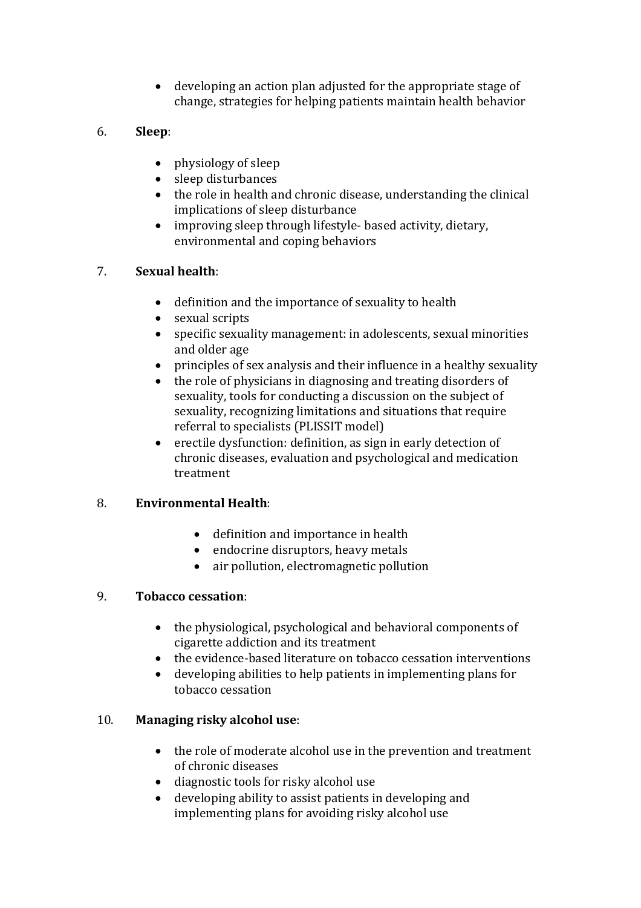- developing an action plan adjusted for the appropriate stage of change, strategies for helping patients maintain health behavior

6. **Sleep**:

    - physiology of sleep
    - sleep disturbances
    - the role in health and chronic disease, understanding the clinical implications of sleep disturbance
    - improving sleep through lifestyle- based activity, dietary, environmental and coping behaviors

7. **Sexual health**:

    - definition and the importance of sexuality to health
    - sexual scripts
    - specific sexuality management: in adolescents, sexual minorities and older age
    - principles of sex analysis and their influence in a healthy sexuality
    - the role of physicians in diagnosing and treating disorders of sexuality, tools for conducting a discussion on the subject of sexuality, recognizing limitations and situations that require referral to specialists (PLISSIT model)
    - erectile dysfunction: definition, as sign in early detection of chronic diseases, evaluation and psychological and medication treatment

8. **Environmental Health**:

    - definition and importance in health
    - endocrine disruptors, heavy metals
    - air pollution, electromagnetic pollution

9. **Tobacco cessation**:

    - the physiological, psychological and behavioral components of cigarette addiction and its treatment
    - the evidence-based literature on tobacco cessation interventions
    - developing abilities to help patients in implementing plans for tobacco cessation

10. **Managing risky alcohol use**:

    - the role of moderate alcohol use in the prevention and treatment of chronic diseases
    - diagnostic tools for risky alcohol use
    - developing ability to assist patients in developing and implementing plans for avoiding risky alcohol use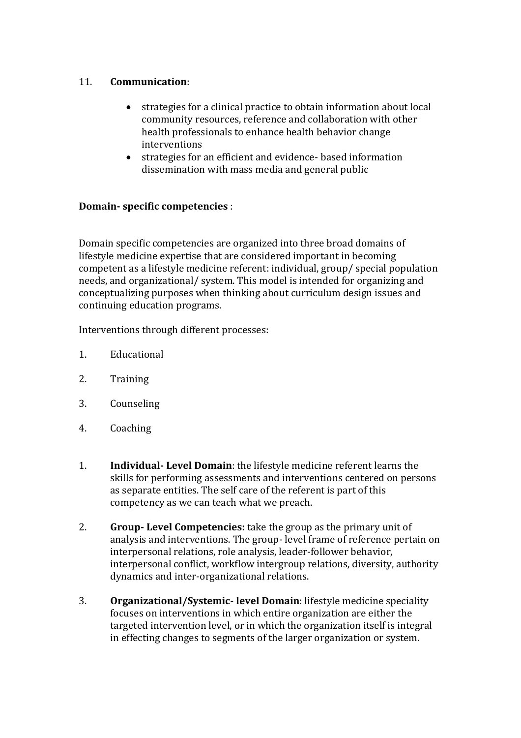11. **Communication**:

    - strategies for a clinical practice to obtain information about local community resources, reference and collaboration with other health professionals to enhance health behavior change interventions
    - strategies for an efficient and evidence- based information dissemination with mass media and general public

**Domain- specific competencies** :

Domain specific competencies are organized into three broad domains of lifestyle medicine expertise that are considered important in becoming competent as a lifestyle medicine referent: individual, group/ special population needs, and organizational/ system. This model is intended for organizing and conceptualizing purposes when thinking about curriculum design issues and continuing education programs.

Interventions through different processes:

1. Educational
2. Training
3. Counseling
4. Coaching

1. **Individual- Level Domain**: the lifestyle medicine referent learns the skills for performing assessments and interventions centered on persons as separate entities. The self care of the referent is part of this competency as we can teach what we preach.
2. **Group- Level Competencies:** take the group as the primary unit of analysis and interventions. The group- level frame of reference pertain on interpersonal relations, role analysis, leader-follower behavior, interpersonal conflict, workflow intergroup relations, diversity, authority dynamics and inter-organizational relations.
3. **Organizational/Systemic- level Domain**: lifestyle medicine speciality focuses on interventions in which entire organization are either the targeted intervention level, or in which the organization itself is integral in effecting changes to segments of the larger organization or system.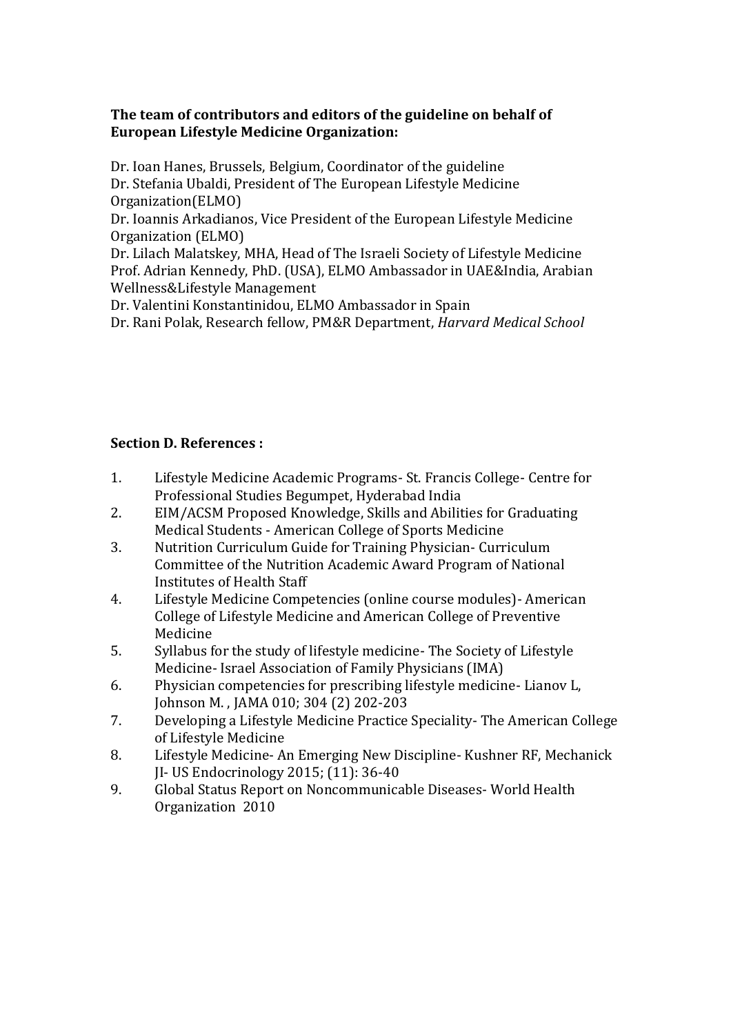**The team of contributors and editors of the guideline on behalf of European Lifestyle Medicine Organization:**

Dr. Ioan Hanes, Brussels, Belgium, Coordinator of the guideline
Dr. Stefania Ubaldi, President of The European Lifestyle Medicine Organization(ELMO)
Dr. Ioannis Arkadianos, Vice President of the European Lifestyle Medicine Organization (ELMO)
Dr. Lilach Malatskey, MHA, Head of The Israeli Society of Lifestyle Medicine
Prof. Adrian Kennedy, PhD. (USA), ELMO Ambassador in UAE&India, Arabian Wellness&Lifestyle Management
Dr. Valentini Konstantinidou, ELMO Ambassador in Spain
Dr. Rani Polak, Research fellow, PM&R Department, *Harvard Medical School*

**Section D. References :**

1. Lifestyle Medicine Academic Programs- St. Francis College- Centre for Professional Studies Begumpet, Hyderabad India
2. EIM/ACSM Proposed Knowledge, Skills and Abilities for Graduating Medical Students - American College of Sports Medicine
3. Nutrition Curriculum Guide for Training Physician- Curriculum Committee of the Nutrition Academic Award Program of National Institutes of Health Staff
4. Lifestyle Medicine Competencies (online course modules)- American College of Lifestyle Medicine and American College of Preventive Medicine
5. Syllabus for the study of lifestyle medicine- The Society of Lifestyle Medicine- Israel Association of Family Physicians (IMA)
6. Physician competencies for prescribing lifestyle medicine- Lianov L, Johnson M. , JAMA 010; 304 (2) 202-203
7. Developing a Lifestyle Medicine Practice Speciality- The American College of Lifestyle Medicine
8. Lifestyle Medicine- An Emerging New Discipline- Kushner RF, Mechanick JI- US Endocrinology 2015; (11): 36-40
9. Global Status Report on Noncommunicable Diseases- World Health Organization 2010